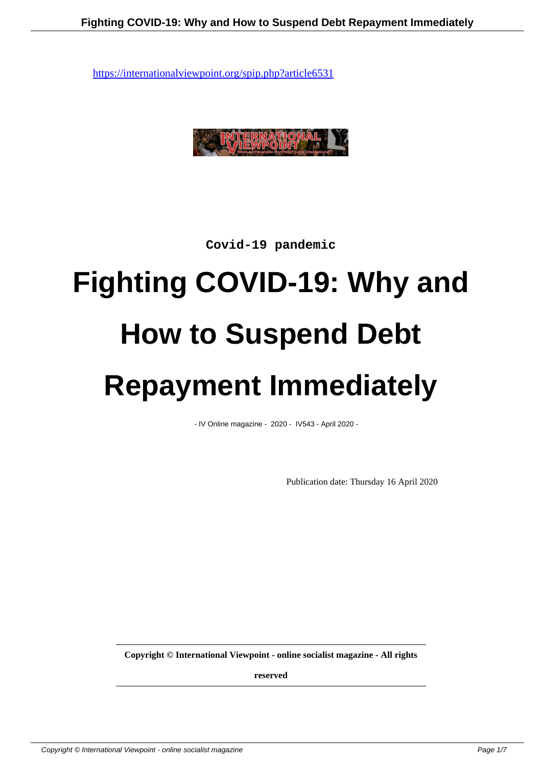https://internationalviewpoint.org/spip.php?article6531

Covid-19 pandemic

# Fighting COVID-19: Why and How to Suspend Debt Repayment Immediately

- IV Online magazine - 2020 - IV543 - April 2020 -

Publication date: Thursday 16 April 2020

**Copyright © International Viewpoint - online socialist magazine - All rights reserved**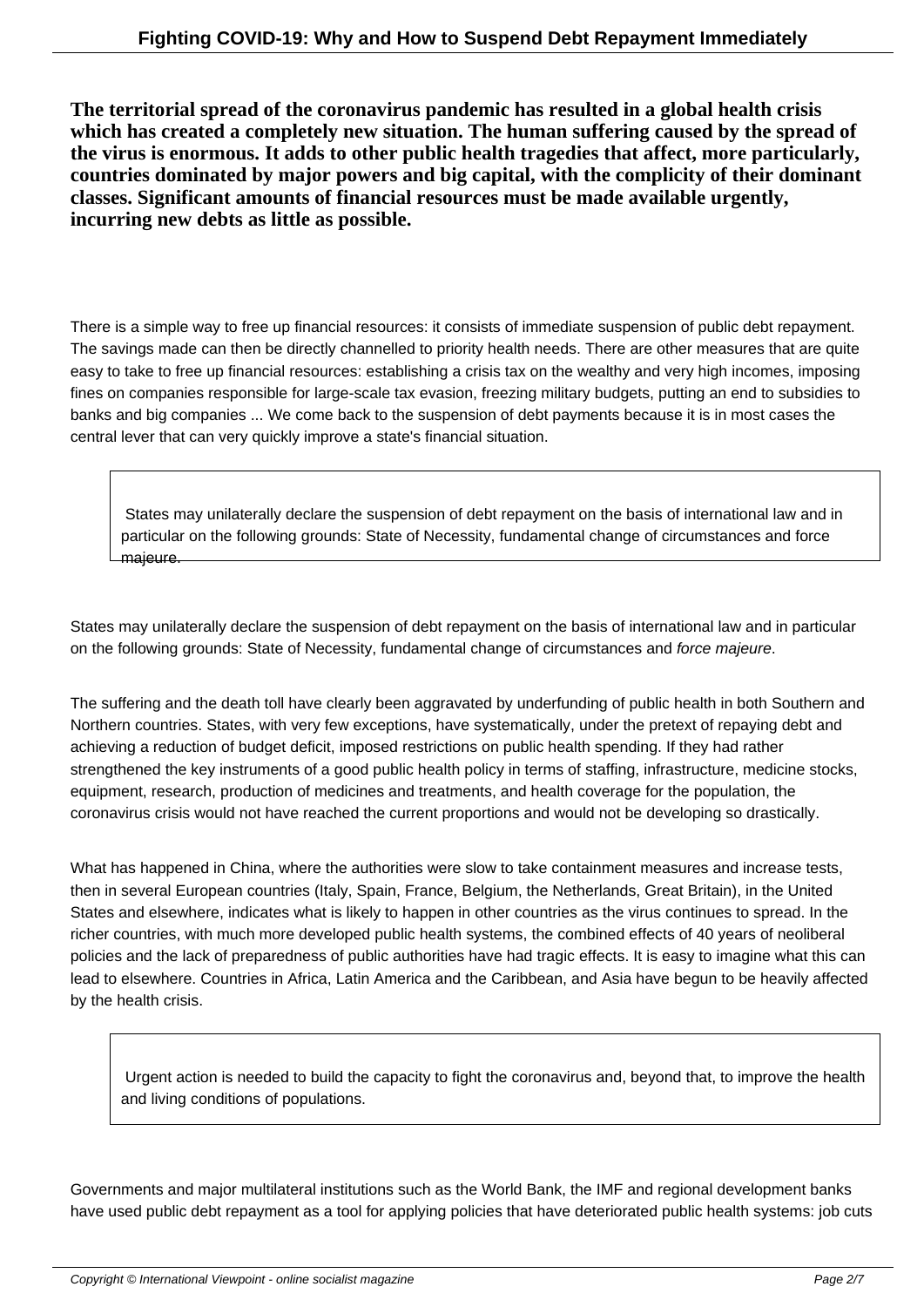**The territorial spread of the coronavirus pandemic has resulted in a global health crisis which has created a completely new situation. The human suffering caused by the spread of the virus is enormous. It adds to other public health tragedies that affect, more particularly, countries dominated by major powers and big capital, with the complicity of their dominant classes. Significant amounts of financial resources must be made available urgently, incurring new debts as little as possible.**

There is a simple way to free up financial resources: it consists of immediate suspension of public debt repayment. The savings made can then be directly channelled to priority health needs. There are other measures that are quite easy to take to free up financial resources: establishing a crisis tax on the wealthy and very high incomes, imposing fines on companies responsible for large-scale tax evasion, freezing military budgets, putting an end to subsidies to banks and big companies ... We come back to the suspension of debt payments because it is in most cases the central lever that can very quickly improve a state's financial situation.

> States may unilaterally declare the suspension of debt repayment on the basis of international law and in particular on the following grounds: State of Necessity, fundamental change of circumstances and force majeure.

States may unilaterally declare the suspension of debt repayment on the basis of international law and in particular on the following grounds: State of Necessity, fundamental change of circumstances and *force majeure*.

The suffering and the death toll have clearly been aggravated by underfunding of public health in both Southern and Northern countries. States, with very few exceptions, have systematically, under the pretext of repaying debt and achieving a reduction of budget deficit, imposed restrictions on public health spending. If they had rather strengthened the key instruments of a good public health policy in terms of staffing, infrastructure, medicine stocks, equipment, research, production of medicines and treatments, and health coverage for the population, the coronavirus crisis would not have reached the current proportions and would not be developing so drastically.

What has happened in China, where the authorities were slow to take containment measures and increase tests, then in several European countries (Italy, Spain, France, Belgium, the Netherlands, Great Britain), in the United States and elsewhere, indicates what is likely to happen in other countries as the virus continues to spread. In the richer countries, with much more developed public health systems, the combined effects of 40 years of neoliberal policies and the lack of preparedness of public authorities have had tragic effects. It is easy to imagine what this can lead to elsewhere. Countries in Africa, Latin America and the Caribbean, and Asia have begun to be heavily affected by the health crisis.

> Urgent action is needed to build the capacity to fight the coronavirus and, beyond that, to improve the health and living conditions of populations.

Governments and major multilateral institutions such as the World Bank, the IMF and regional development banks have used public debt repayment as a tool for applying policies that have deteriorated public health systems: job cuts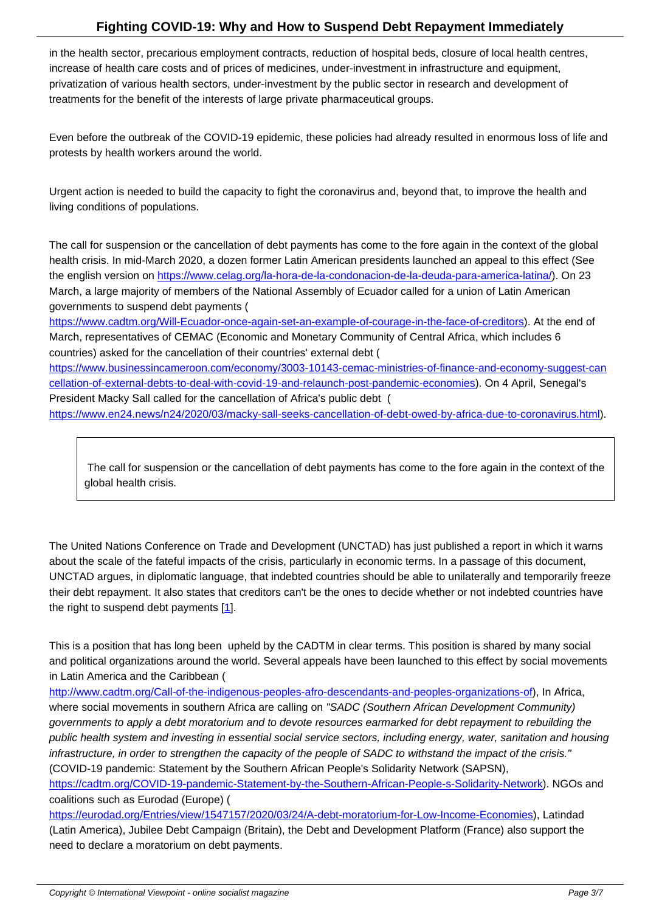in the health sector, precarious employment contracts, reduction of hospital beds, closure of local health centres, increase of health care costs and of prices of medicines, under-investment in infrastructure and equipment, privatization of various health sectors, under-investment by the public sector in research and development of treatments for the benefit of the interests of large private pharmaceutical groups.

Even before the outbreak of the COVID-19 epidemic, these policies had already resulted in enormous loss of life and protests by health workers around the world.

Urgent action is needed to build the capacity to fight the coronavirus and, beyond that, to improve the health and living conditions of populations.

The call for suspension or the cancellation of debt payments has come to the fore again in the context of the global health crisis. In mid-March 2020, a dozen former Latin American presidents launched an appeal to this effect (See the english version on https://www.celag.org/la-hora-de-la-condonacion-de-la-deuda-para-america-latina/). On 23 March, a large majority of members of the National Assembly of Ecuador called for a union of Latin American governments to suspend debt payments (https://www.cadtm.org/Will-Ecuador-once-again-set-an-example-of-courage-in-the-face-of-creditors). At the end of March, representatives of CEMAC (Economic and Monetary Community of Central Africa, which includes 6 countries) asked for the cancellation of their countries' external debt (https://www.businessincameroon.com/economy/3003-10143-cemac-ministries-of-finance-and-economy-suggest-cancellation-of-external-debts-to-deal-with-covid-19-and-relaunch-post-pandemic-economies). On 4 April, Senegal's President Macky Sall called for the cancellation of Africa's public debt (https://www.en24.news/n24/2020/03/macky-sall-seeks-cancellation-of-debt-owed-by-africa-due-to-coronavirus.html).

> The call for suspension or the cancellation of debt payments has come to the fore again in the context of the global health crisis.

The United Nations Conference on Trade and Development (UNCTAD) has just published a report in which it warns about the scale of the fateful impacts of the crisis, particularly in economic terms. In a passage of this document, UNCTAD argues, in diplomatic language, that indebted countries should be able to unilaterally and temporarily freeze their debt repayment. It also states that creditors can't be the ones to decide whether or not indebted countries have the right to suspend debt payments [1].

This is a position that has long been upheld by the CADTM in clear terms. This position is shared by many social and political organizations around the world. Several appeals have been launched to this effect by social movements in Latin America and the Caribbean (http://www.cadtm.org/Call-of-the-indigenous-peoples-afro-descendants-and-peoples-organizations-of), In Africa, where social movements in southern Africa are calling on *"SADC (Southern African Development Community) governments to apply a debt moratorium and to devote resources earmarked for debt repayment to rebuilding the public health system and investing in essential social service sectors, including energy, water, sanitation and housing infrastructure, in order to strengthen the capacity of the people of SADC to withstand the impact of the crisis."* (COVID-19 pandemic: Statement by the Southern African People's Solidarity Network (SAPSN), https://cadtm.org/COVID-19-pandemic-Statement-by-the-Southern-African-People-s-Solidarity-Network). NGOs and coalitions such as Eurodad (Europe) (https://eurodad.org/Entries/view/1547157/2020/03/24/A-debt-moratorium-for-Low-Income-Economies), Latindad (Latin America), Jubilee Debt Campaign (Britain), the Debt and Development Platform (France) also support the need to declare a moratorium on debt payments.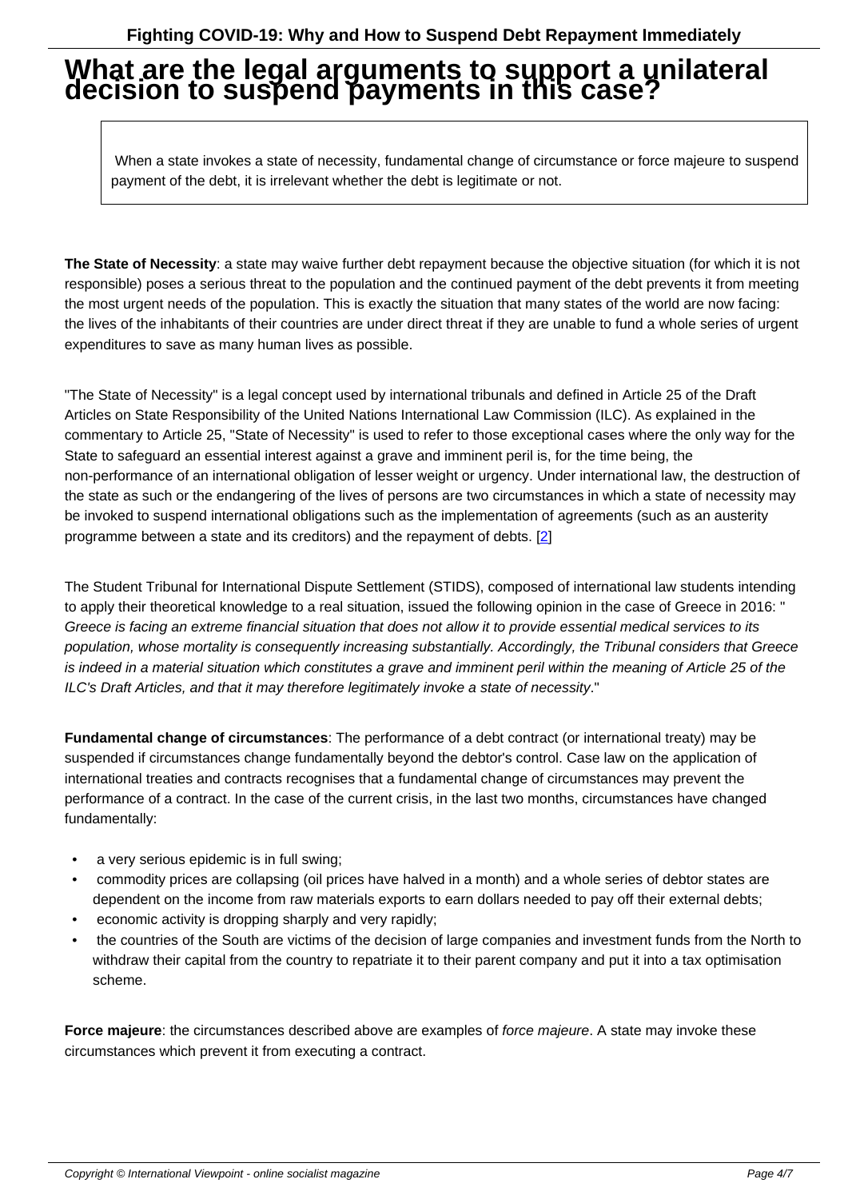# What are the legal arguments to support a unilateral decision to suspend payments in this case?

> When a state invokes a state of necessity, fundamental change of circumstance or force majeure to suspend payment of the debt, it is irrelevant whether the debt is legitimate or not.

**The State of Necessity**: a state may waive further debt repayment because the objective situation (for which it is not responsible) poses a serious threat to the population and the continued payment of the debt prevents it from meeting the most urgent needs of the population. This is exactly the situation that many states of the world are now facing: the lives of the inhabitants of their countries are under direct threat if they are unable to fund a whole series of urgent expenditures to save as many human lives as possible.

"The State of Necessity" is a legal concept used by international tribunals and defined in Article 25 of the Draft Articles on State Responsibility of the United Nations International Law Commission (ILC). As explained in the commentary to Article 25, "State of Necessity" is used to refer to those exceptional cases where the only way for the State to safeguard an essential interest against a grave and imminent peril is, for the time being, the non-performance of an international obligation of lesser weight or urgency. Under international law, the destruction of the state as such or the endangering of the lives of persons are two circumstances in which a state of necessity may be invoked to suspend international obligations such as the implementation of agreements (such as an austerity programme between a state and its creditors) and the repayment of debts. [2]

The Student Tribunal for International Dispute Settlement (STIDS), composed of international law students intending to apply their theoretical knowledge to a real situation, issued the following opinion in the case of Greece in 2016: "*Greece is facing an extreme financial situation that does not allow it to provide essential medical services to its population, whose mortality is consequently increasing substantially. Accordingly, the Tribunal considers that Greece is indeed in a material situation which constitutes a grave and imminent peril within the meaning of Article 25 of the ILC's Draft Articles, and that it may therefore legitimately invoke a state of necessity*."

**Fundamental change of circumstances**: The performance of a debt contract (or international treaty) may be suspended if circumstances change fundamentally beyond the debtor's control. Case law on the application of international treaties and contracts recognises that a fundamental change of circumstances may prevent the performance of a contract. In the case of the current crisis, in the last two months, circumstances have changed fundamentally:

- a very serious epidemic is in full swing;
- commodity prices are collapsing (oil prices have halved in a month) and a whole series of debtor states are dependent on the income from raw materials exports to earn dollars needed to pay off their external debts;
- economic activity is dropping sharply and very rapidly;
- the countries of the South are victims of the decision of large companies and investment funds from the North to withdraw their capital from the country to repatriate it to their parent company and put it into a tax optimisation scheme.

**Force majeure**: the circumstances described above are examples of *force majeure*. A state may invoke these circumstances which prevent it from executing a contract.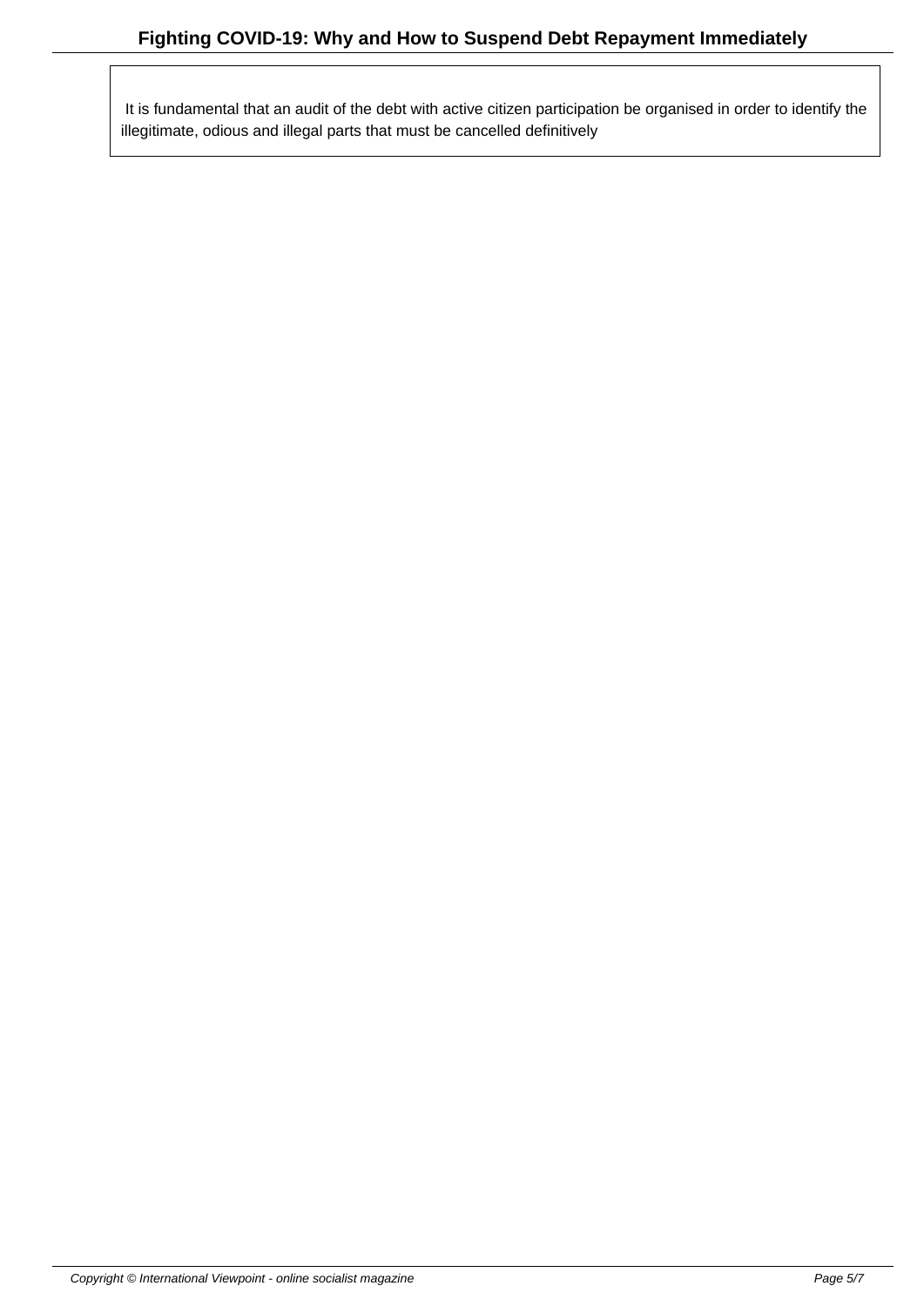It is fundamental that an audit of the debt with active citizen participation be organised in order to identify the illegitimate, odious and illegal parts that must be cancelled definitively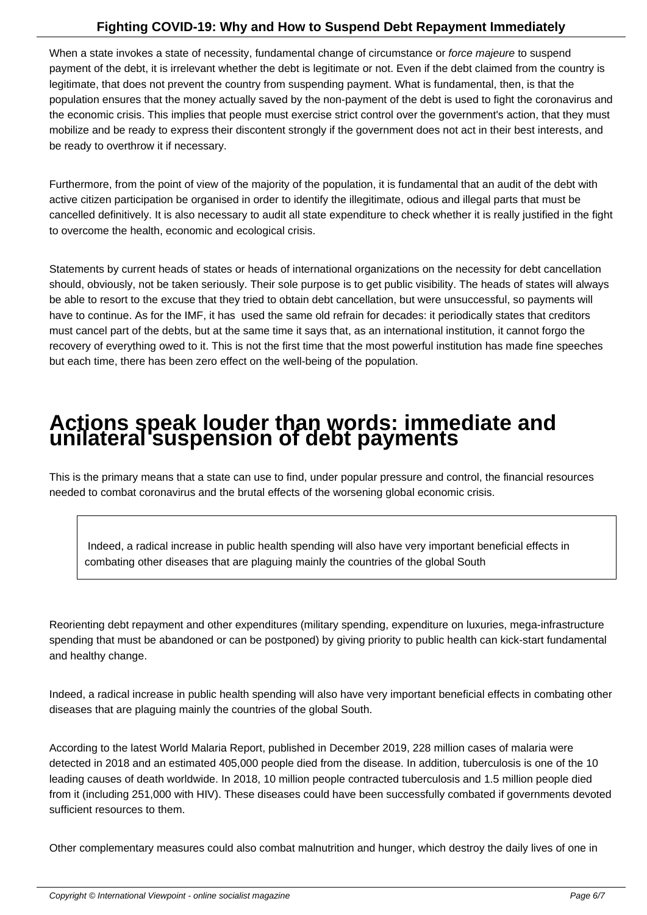When a state invokes a state of necessity, fundamental change of circumstance or *force majeure* to suspend payment of the debt, it is irrelevant whether the debt is legitimate or not. Even if the debt claimed from the country is legitimate, that does not prevent the country from suspending payment. What is fundamental, then, is that the population ensures that the money actually saved by the non-payment of the debt is used to fight the coronavirus and the economic crisis. This implies that people must exercise strict control over the government's action, that they must mobilize and be ready to express their discontent strongly if the government does not act in their best interests, and be ready to overthrow it if necessary.

Furthermore, from the point of view of the majority of the population, it is fundamental that an audit of the debt with active citizen participation be organised in order to identify the illegitimate, odious and illegal parts that must be cancelled definitively. It is also necessary to audit all state expenditure to check whether it is really justified in the fight to overcome the health, economic and ecological crisis.

Statements by current heads of states or heads of international organizations on the necessity for debt cancellation should, obviously, not be taken seriously. Their sole purpose is to get public visibility. The heads of states will always be able to resort to the excuse that they tried to obtain debt cancellation, but were unsuccessful, so payments will have to continue. As for the IMF, it has used the same old refrain for decades: it periodically states that creditors must cancel part of the debts, but at the same time it says that, as an international institution, it cannot forgo the recovery of everything owed to it. This is not the first time that the most powerful institution has made fine speeches but each time, there has been zero effect on the well-being of the population.

## Actions speak louder than words: immediate and unilateral suspension of debt payments

This is the primary means that a state can use to find, under popular pressure and control, the financial resources needed to combat coronavirus and the brutal effects of the worsening global economic crisis.

> Indeed, a radical increase in public health spending will also have very important beneficial effects in combating other diseases that are plaguing mainly the countries of the global South

Reorienting debt repayment and other expenditures (military spending, expenditure on luxuries, mega-infrastructure spending that must be abandoned or can be postponed) by giving priority to public health can kick-start fundamental and healthy change.

Indeed, a radical increase in public health spending will also have very important beneficial effects in combating other diseases that are plaguing mainly the countries of the global South.

According to the latest World Malaria Report, published in December 2019, 228 million cases of malaria were detected in 2018 and an estimated 405,000 people died from the disease. In addition, tuberculosis is one of the 10 leading causes of death worldwide. In 2018, 10 million people contracted tuberculosis and 1.5 million people died from it (including 251,000 with HIV). These diseases could have been successfully combated if governments devoted sufficient resources to them.

Other complementary measures could also combat malnutrition and hunger, which destroy the daily lives of one in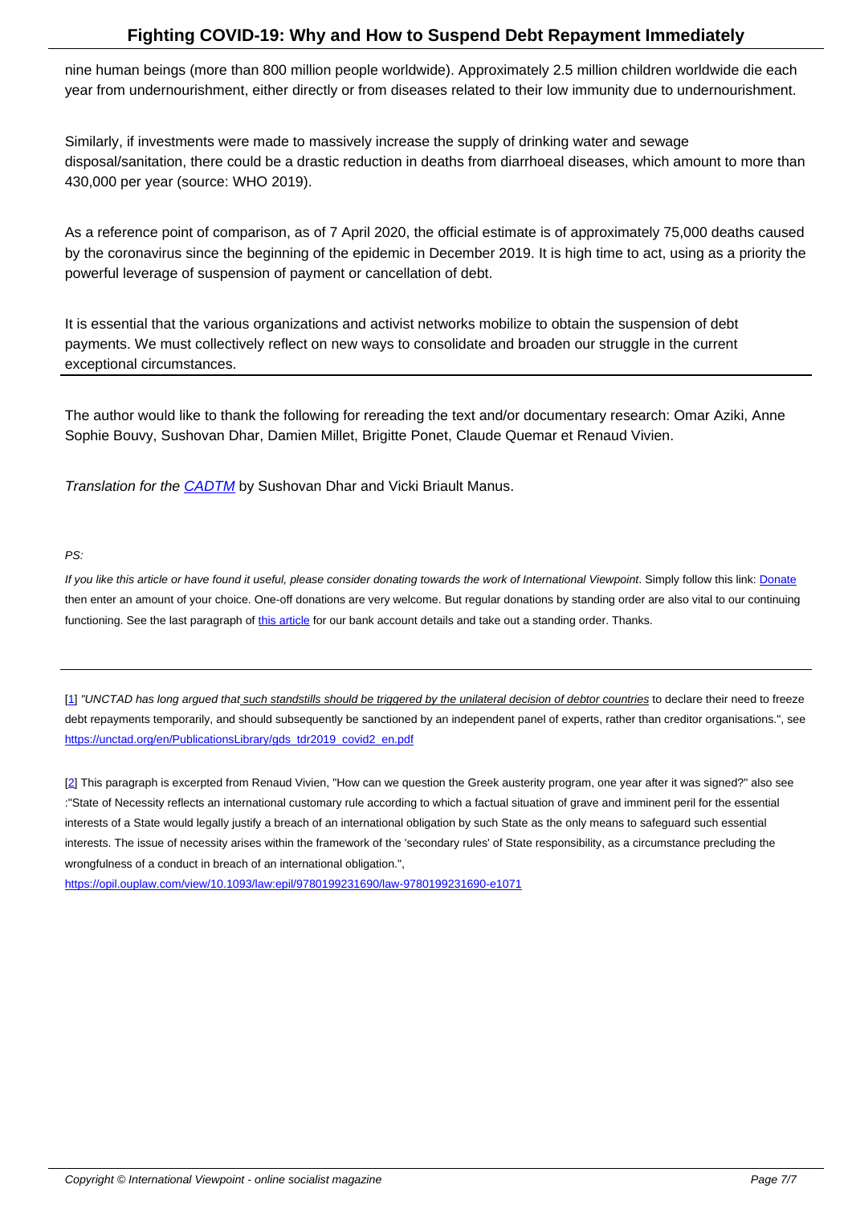nine human beings (more than 800 million people worldwide). Approximately 2.5 million children worldwide die each year from undernourishment, either directly or from diseases related to their low immunity due to undernourishment.

Similarly, if investments were made to massively increase the supply of drinking water and sewage disposal/sanitation, there could be a drastic reduction in deaths from diarrhoeal diseases, which amount to more than 430,000 per year (source: WHO 2019).

As a reference point of comparison, as of 7 April 2020, the official estimate is of approximately 75,000 deaths caused by the coronavirus since the beginning of the epidemic in December 2019. It is high time to act, using as a priority the powerful leverage of suspension of payment or cancellation of debt.

It is essential that the various organizations and activist networks mobilize to obtain the suspension of debt payments. We must collectively reflect on new ways to consolidate and broaden our struggle in the current exceptional circumstances.

---

The author would like to thank the following for rereading the text and/or documentary research: Omar Aziki, Anne Sophie Bouvy, Sushovan Dhar, Damien Millet, Brigitte Ponet, Claude Quemar et Renaud Vivien.

*Translation for the CADTM* by Sushovan Dhar and Vicki Briault Manus.

*PS:*

*If you like this article or have found it useful, please consider donating towards the work of International Viewpoint.* Simply follow this link: Donate then enter an amount of your choice. One-off donations are very welcome. But regular donations by standing order are also vital to our continuing functioning. See the last paragraph of this article for our bank account details and take out a standing order. Thanks.

---

[1] *"UNCTAD has long argued that such standstills should be triggered by the unilateral decision of debtor countries* to declare their need to freeze debt repayments temporarily, and should subsequently be sanctioned by an independent panel of experts, rather than creditor organisations.", see https://unctad.org/en/PublicationsLibrary/gds_tdr2019_covid2_en.pdf

[2] This paragraph is excerpted from Renaud Vivien, "How can we question the Greek austerity program, one year after it was signed?" also see :"State of Necessity reflects an international customary rule according to which a factual situation of grave and imminent peril for the essential interests of a State would legally justify a breach of an international obligation by such State as the only means to safeguard such essential interests. The issue of necessity arises within the framework of the 'secondary rules' of State responsibility, as a circumstance precluding the wrongfulness of a conduct in breach of an international obligation.", https://opil.ouplaw.com/view/10.1093/law:epil/9780199231690/law-9780199231690-e1071